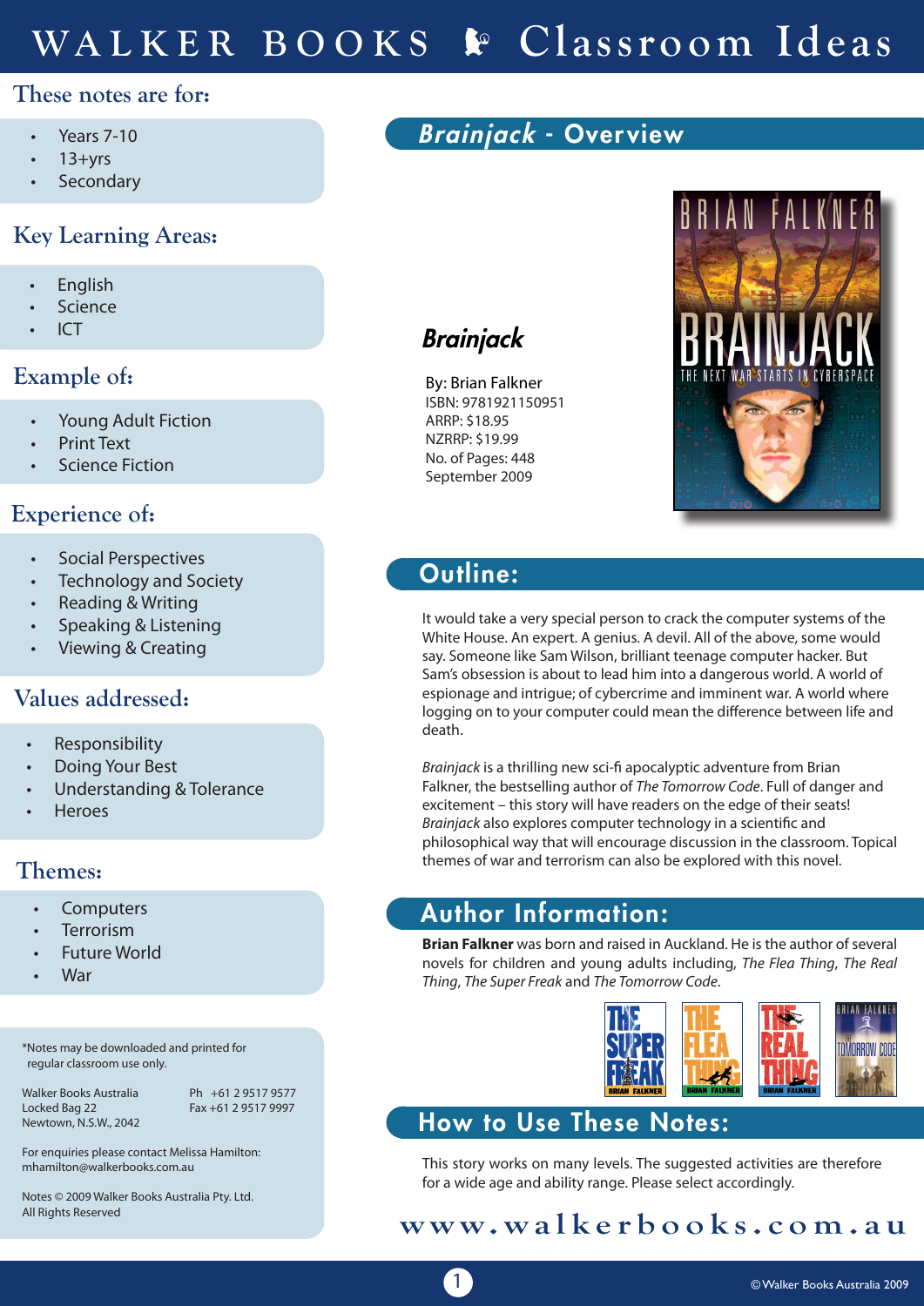# WALKER BOOKS Classroom Ideas

## These notes are for:

- Years 7-10
- 13+yrs
- Secondary

## Key Learning Areas:

- English
- Science
- ICT

## Example of:

- Young Adult Fiction
- Print Text
- Science Fiction

## Experience of:

- Social Perspectives
- Technology and Society
- Reading & Writing
- Speaking & Listening
- Viewing & Creating

## Values addressed:

- Responsibility
- Doing Your Best
- Understanding & Tolerance
- Heroes

## Themes:

- Computers
- Terrorism
- Future World
- War

*Notes may be downloaded and printed for regular classroom use only.

Walker Books Australia
Locked Bag 22
Newtown, N.S.W., 2042

Ph +61 2 9517 9577
Fax +61 2 9517 9997

For enquiries please contact Melissa Hamilton:
mhamilton@walkerbooks.com.au

Notes © 2009 Walker Books Australia Pty. Ltd.
All Rights Reserved

## *Brainjack* - Overview

### *Brainjack*

By: Brian Falkner
ISBN: 9781921150951
ARRP: $18.95
NZRRP: $19.99
No. of Pages: 448
September 2009

## Outline:

It would take a very special person to crack the computer systems of the White House. An expert. A genius. A devil. All of the above, some would say. Someone like Sam Wilson, brilliant teenage computer hacker. But Sam's obsession is about to lead him into a dangerous world. A world of espionage and intrigue; of cybercrime and imminent war. A world where logging on to your computer could mean the difference between life and death.

*Brainjack* is a thrilling new sci-fi apocalyptic adventure from Brian Falkner, the bestselling author of *The Tomorrow Code*. Full of danger and excitement – this story will have readers on the edge of their seats! *Brainjack* also explores computer technology in a scientific and philosophical way that will encourage discussion in the classroom. Topical themes of war and terrorism can also be explored with this novel.

## Author Information:

**Brian Falkner** was born and raised in Auckland. He is the author of several novels for children and young adults including, *The Flea Thing*, *The Real Thing*, *The Super Freak* and *The Tomorrow Code*.

## How to Use These Notes:

This story works on many levels. The suggested activities are therefore for a wide age and ability range. Please select accordingly.

www.walkerbooks.com.au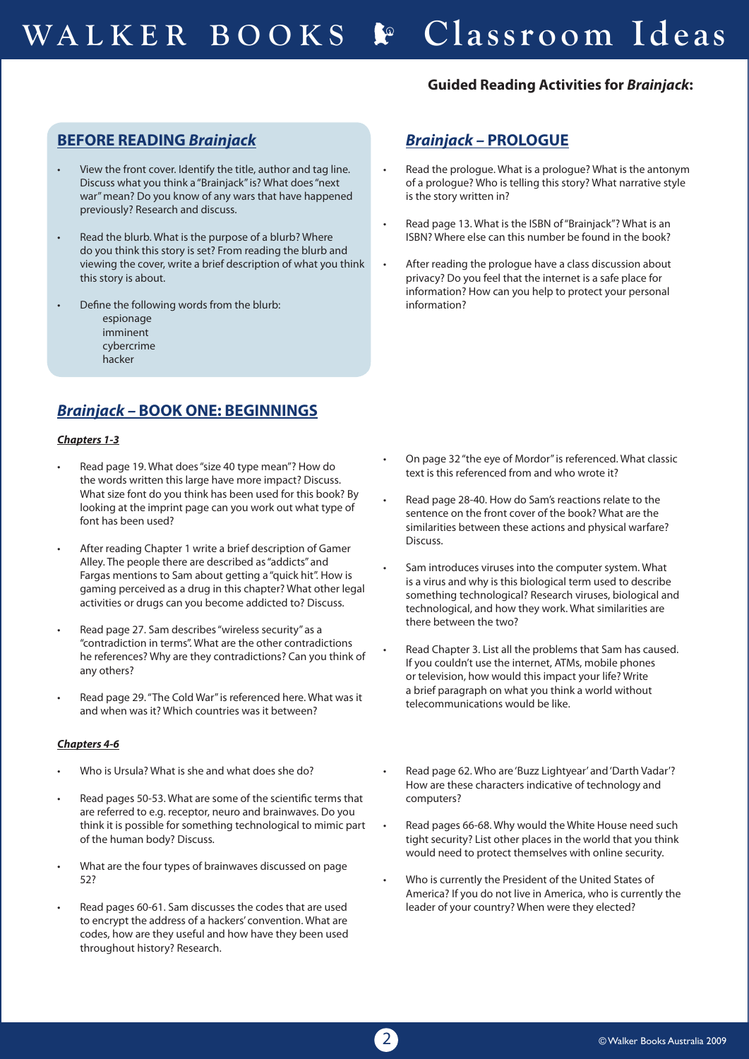**Guided Reading Activities for *Brainjack*:**

## BEFORE READING *Brainjack*

- View the front cover. Identify the title, author and tag line. Discuss what you think a "Brainjack" is? What does "next war" mean? Do you know of any wars that have happened previously? Research and discuss.
- Read the blurb. What is the purpose of a blurb? Where do you think this story is set? From reading the blurb and viewing the cover, write a brief description of what you think this story is about.
- Define the following words from the blurb:
  - espionage
  - imminent
  - cybercrime
  - hacker

## *Brainjack* – PROLOGUE

- Read the prologue. What is a prologue? What is the antonym of a prologue? Who is telling this story? What narrative style is the story written in?
- Read page 13. What is the ISBN of "Brainjack"? What is an ISBN? Where else can this number be found in the book?
- After reading the prologue have a class discussion about privacy? Do you feel that the internet is a safe place for information? How can you help to protect your personal information?

## *Brainjack* – BOOK ONE: BEGINNINGS

### *Chapters 1-3*

- Read page 19. What does "size 40 type mean"? How do the words written this large have more impact? Discuss. What size font do you think has been used for this book? By looking at the imprint page can you work out what type of font has been used?
- After reading Chapter 1 write a brief description of Gamer Alley. The people there are described as "addicts" and Fargas mentions to Sam about getting a "quick hit". How is gaming perceived as a drug in this chapter? What other legal activities or drugs can you become addicted to? Discuss.
- Read page 27. Sam describes "wireless security" as a "contradiction in terms". What are the other contradictions he references? Why are they contradictions? Can you think of any others?
- Read page 29. "The Cold War" is referenced here. What was it and when was it? Which countries was it between?
- On page 32 "the eye of Mordor" is referenced. What classic text is this referenced from and who wrote it?
- Read page 28-40. How do Sam's reactions relate to the sentence on the front cover of the book? What are the similarities between these actions and physical warfare? Discuss.
- Sam introduces viruses into the computer system. What is a virus and why is this biological term used to describe something technological? Research viruses, biological and technological, and how they work. What similarities are there between the two?
- Read Chapter 3. List all the problems that Sam has caused. If you couldn't use the internet, ATMs, mobile phones or television, how would this impact your life? Write a brief paragraph on what you think a world without telecommunications would be like.

### *Chapters 4-6*

- Who is Ursula? What is she and what does she do?
- Read pages 50-53. What are some of the scientific terms that are referred to e.g. receptor, neuro and brainwaves. Do you think it is possible for something technological to mimic part of the human body? Discuss.
- What are the four types of brainwaves discussed on page 52?
- Read pages 60-61. Sam discusses the codes that are used to encrypt the address of a hackers' convention. What are codes, how are they useful and how have they been used throughout history? Research.
- Read page 62. Who are 'Buzz Lightyear' and 'Darth Vadar'? How are these characters indicative of technology and computers?
- Read pages 66-68. Why would the White House need such tight security? List other places in the world that you think would need to protect themselves with online security.
- Who is currently the President of the United States of America? If you do not live in America, who is currently the leader of your country? When were they elected?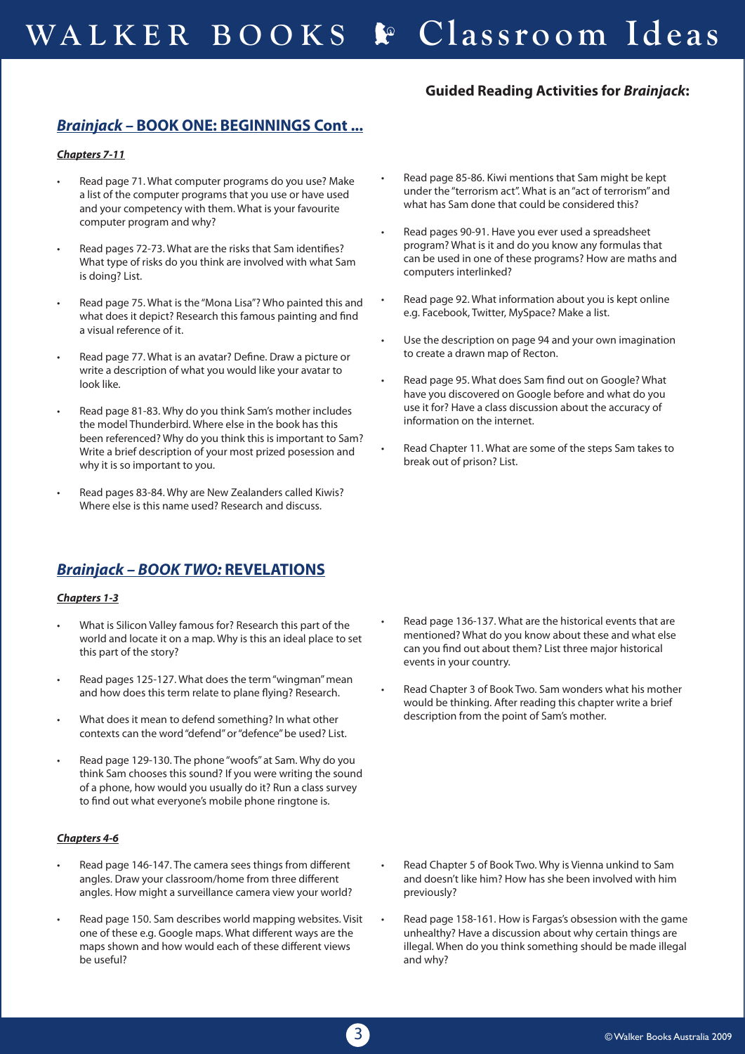**Guided Reading Activities for *Brainjack*:**

## *Brainjack* – BOOK ONE: BEGINNINGS Cont ...

### *Chapters 7-11*

- Read page 71. What computer programs do you use? Make a list of the computer programs that you use or have used and your competency with them. What is your favourite computer program and why?
- Read pages 72-73. What are the risks that Sam identifies? What type of risks do you think are involved with what Sam is doing? List.
- Read page 75. What is the "Mona Lisa"? Who painted this and what does it depict? Research this famous painting and find a visual reference of it.
- Read page 77. What is an avatar? Define. Draw a picture or write a description of what you would like your avatar to look like.
- Read page 81-83. Why do you think Sam's mother includes the model Thunderbird. Where else in the book has this been referenced? Why do you think this is important to Sam? Write a brief description of your most prized posession and why it is so important to you.
- Read pages 83-84. Why are New Zealanders called Kiwis? Where else is this name used? Research and discuss.
- Read page 85-86. Kiwi mentions that Sam might be kept under the "terrorism act". What is an "act of terrorism" and what has Sam done that could be considered this?
- Read pages 90-91. Have you ever used a spreadsheet program? What is it and do you know any formulas that can be used in one of these programs? How are maths and computers interlinked?
- Read page 92. What information about you is kept online e.g. Facebook, Twitter, MySpace? Make a list.
- Use the description on page 94 and your own imagination to create a drawn map of Recton.
- Read page 95. What does Sam find out on Google? What have you discovered on Google before and what do you use it for? Have a class discussion about the accuracy of information on the internet.
- Read Chapter 11. What are some of the steps Sam takes to break out of prison? List.

## *Brainjack – BOOK TWO:* REVELATIONS

### *Chapters 1-3*

- What is Silicon Valley famous for? Research this part of the world and locate it on a map. Why is this an ideal place to set this part of the story?
- Read pages 125-127. What does the term "wingman" mean and how does this term relate to plane flying? Research.
- What does it mean to defend something? In what other contexts can the word "defend" or "defence" be used? List.
- Read page 129-130. The phone "woofs" at Sam. Why do you think Sam chooses this sound? If you were writing the sound of a phone, how would you usually do it? Run a class survey to find out what everyone's mobile phone ringtone is.
- Read page 136-137. What are the historical events that are mentioned? What do you know about these and what else can you find out about them? List three major historical events in your country.
- Read Chapter 3 of Book Two. Sam wonders what his mother would be thinking. After reading this chapter write a brief description from the point of Sam's mother.

### *Chapters 4-6*

- Read page 146-147. The camera sees things from different angles. Draw your classroom/home from three different angles. How might a surveillance camera view your world?
- Read page 150. Sam describes world mapping websites. Visit one of these e.g. Google maps. What different ways are the maps shown and how would each of these different views be useful?
- Read Chapter 5 of Book Two. Why is Vienna unkind to Sam and doesn't like him? How has she been involved with him previously?
- Read page 158-161. How is Fargas's obsession with the game unhealthy? Have a discussion about why certain things are illegal. When do you think something should be made illegal and why?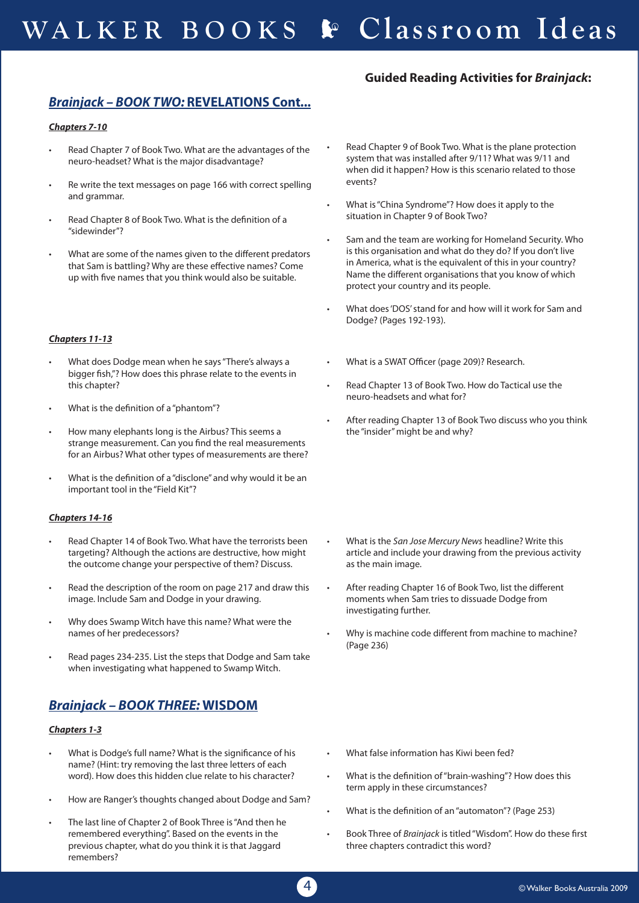## Guided Reading Activities for *Brainjack*:

## *Brainjack – BOOK TWO:* REVELATIONS Cont...

### *Chapters 7-10*

- Read Chapter 7 of Book Two. What are the advantages of the neuro-headset? What is the major disadvantage?
- Re write the text messages on page 166 with correct spelling and grammar.
- Read Chapter 8 of Book Two. What is the definition of a "sidewinder"?
- What are some of the names given to the different predators that Sam is battling? Why are these effective names? Come up with five names that you think would also be suitable.
- Read Chapter 9 of Book Two. What is the plane protection system that was installed after 9/11? What was 9/11 and when did it happen? How is this scenario related to those events?
- What is "China Syndrome"? How does it apply to the situation in Chapter 9 of Book Two?
- Sam and the team are working for Homeland Security. Who is this organisation and what do they do? If you don't live in America, what is the equivalent of this in your country? Name the different organisations that you know of which protect your country and its people.
- What does 'DOS' stand for and how will it work for Sam and Dodge? (Pages 192-193).

### *Chapters 11-13*

- What does Dodge mean when he says "There's always a bigger fish,"? How does this phrase relate to the events in this chapter?
- What is the definition of a "phantom"?
- How many elephants long is the Airbus? This seems a strange measurement. Can you find the real measurements for an Airbus? What other types of measurements are there?
- What is the definition of a "disclone" and why would it be an important tool in the "Field Kit"?
- What is a SWAT Officer (page 209)? Research.
- Read Chapter 13 of Book Two. How do Tactical use the neuro-headsets and what for?
- After reading Chapter 13 of Book Two discuss who you think the "insider" might be and why?

### *Chapters 14-16*

- Read Chapter 14 of Book Two. What have the terrorists been targeting? Although the actions are destructive, how might the outcome change your perspective of them? Discuss.
- Read the description of the room on page 217 and draw this image. Include Sam and Dodge in your drawing.
- Why does Swamp Witch have this name? What were the names of her predecessors?
- Read pages 234-235. List the steps that Dodge and Sam take when investigating what happened to Swamp Witch.
- What is the *San Jose Mercury News* headline? Write this article and include your drawing from the previous activity as the main image.
- After reading Chapter 16 of Book Two, list the different moments when Sam tries to dissuade Dodge from investigating further.
- Why is machine code different from machine to machine? (Page 236)

## *Brainjack – BOOK THREE:* WISDOM

### *Chapters 1-3*

- What is Dodge's full name? What is the significance of his name? (Hint: try removing the last three letters of each word). How does this hidden clue relate to his character?
- How are Ranger's thoughts changed about Dodge and Sam?
- The last line of Chapter 2 of Book Three is "And then he remembered everything". Based on the events in the previous chapter, what do you think it is that Jaggard remembers?
- What false information has Kiwi been fed?
- What is the definition of "brain-washing"? How does this term apply in these circumstances?
- What is the definition of an "automaton"? (Page 253)
- Book Three of *Brainjack* is titled "Wisdom". How do these first three chapters contradict this word?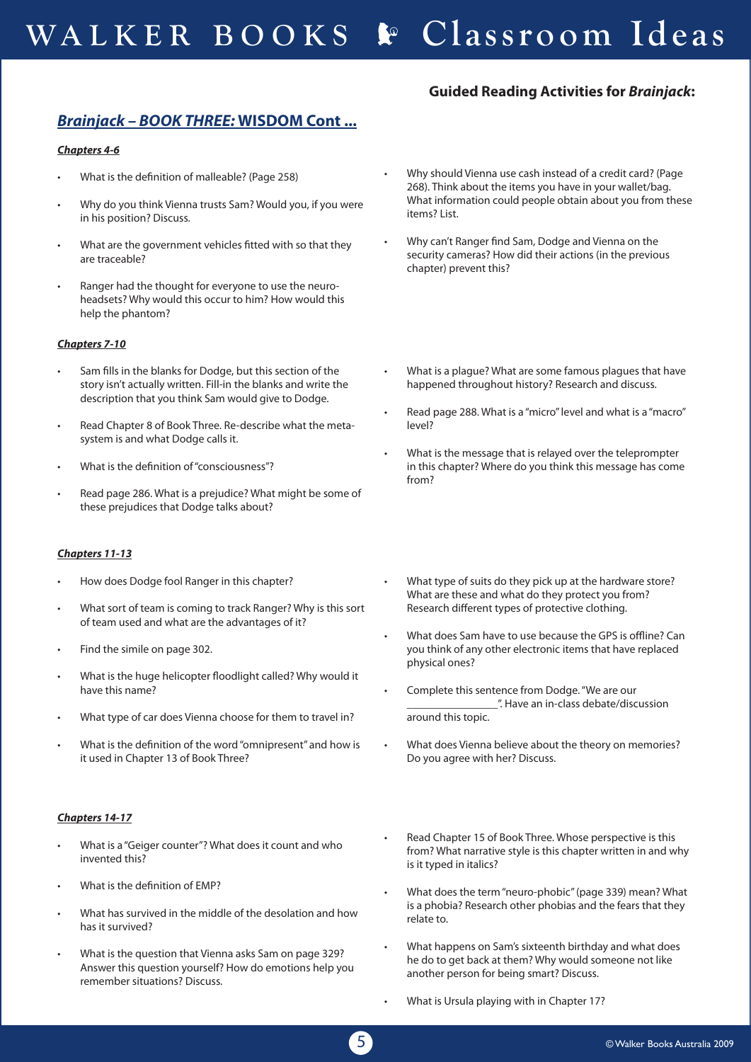**Guided Reading Activities for *Brainjack*:**

## *Brainjack – BOOK THREE:* WISDOM Cont ...

### *Chapters 4-6*

- What is the definition of malleable? (Page 258)
- Why do you think Vienna trusts Sam? Would you, if you were in his position? Discuss.
- What are the government vehicles fitted with so that they are traceable?
- Ranger had the thought for everyone to use the neuro-headsets? Why would this occur to him? How would this help the phantom?
- Why should Vienna use cash instead of a credit card? (Page 268). Think about the items you have in your wallet/bag. What information could people obtain about you from these items? List.
- Why can't Ranger find Sam, Dodge and Vienna on the security cameras? How did their actions (in the previous chapter) prevent this?

### *Chapters 7-10*

- Sam fills in the blanks for Dodge, but this section of the story isn't actually written. Fill-in the blanks and write the description that you think Sam would give to Dodge.
- Read Chapter 8 of Book Three. Re-describe what the meta-system is and what Dodge calls it.
- What is the definition of "consciousness"?
- Read page 286. What is a prejudice? What might be some of these prejudices that Dodge talks about?
- What is a plague? What are some famous plagues that have happened throughout history? Research and discuss.
- Read page 288. What is a "micro" level and what is a "macro" level?
- What is the message that is relayed over the teleprompter in this chapter? Where do you think this message has come from?

### *Chapters 11-13*

- How does Dodge fool Ranger in this chapter?
- What sort of team is coming to track Ranger? Why is this sort of team used and what are the advantages of it?
- Find the simile on page 302.
- What is the huge helicopter floodlight called? Why would it have this name?
- What type of car does Vienna choose for them to travel in?
- What is the definition of the word "omnipresent" and how is it used in Chapter 13 of Book Three?
- What type of suits do they pick up at the hardware store? What are these and what do they protect you from? Research different types of protective clothing.
- What does Sam have to use because the GPS is offline? Can you think of any other electronic items that have replaced physical ones?
- Complete this sentence from Dodge. "We are our ________________". Have an in-class debate/discussion around this topic.
- What does Vienna believe about the theory on memories? Do you agree with her? Discuss.

### *Chapters 14-17*

- What is a "Geiger counter"? What does it count and who invented this?
- What is the definition of EMP?
- What has survived in the middle of the desolation and how has it survived?
- What is the question that Vienna asks Sam on page 329? Answer this question yourself? How do emotions help you remember situations? Discuss.
- Read Chapter 15 of Book Three. Whose perspective is this from? What narrative style is this chapter written in and why is it typed in italics?
- What does the term "neuro-phobic" (page 339) mean? What is a phobia? Research other phobias and the fears that they relate to.
- What happens on Sam's sixteenth birthday and what does he do to get back at them? Why would someone not like another person for being smart? Discuss.
- What is Ursula playing with in Chapter 17?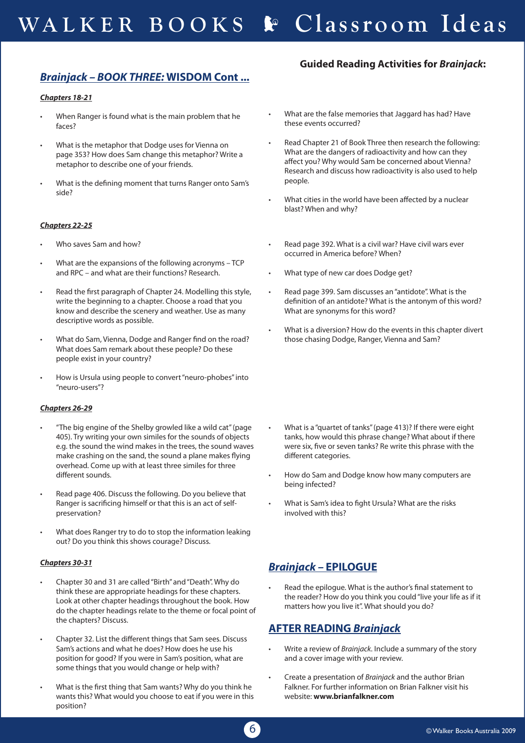## *Brainjack* – BOOK THREE: WISDOM Cont ...

### Chapters 18-21

- When Ranger is found what is the main problem that he faces?
- What is the metaphor that Dodge uses for Vienna on page 353? How does Sam change this metaphor? Write a metaphor to describe one of your friends.
- What is the defining moment that turns Ranger onto Sam's side?
- What are the false memories that Jaggard has had? Have these events occurred?
- Read Chapter 21 of Book Three then research the following: What are the dangers of radioactivity and how can they affect you? Why would Sam be concerned about Vienna? Research and discuss how radioactivity is also used to help people.
- What cities in the world have been affected by a nuclear blast? When and why?

### Chapters 22-25

- Who saves Sam and how?
- What are the expansions of the following acronyms – TCP and RPC – and what are their functions? Research.
- Read the first paragraph of Chapter 24. Modelling this style, write the beginning to a chapter. Choose a road that you know and describe the scenery and weather. Use as many descriptive words as possible.
- What do Sam, Vienna, Dodge and Ranger find on the road? What does Sam remark about these people? Do these people exist in your country?
- How is Ursula using people to convert "neuro-phobes" into "neuro-users"?
- Read page 392. What is a civil war? Have civil wars ever occurred in America before? When?
- What type of new car does Dodge get?
- Read page 399. Sam discusses an "antidote". What is the definition of an antidote? What is the antonym of this word? What are synonyms for this word?
- What is a diversion? How do the events in this chapter divert those chasing Dodge, Ranger, Vienna and Sam?

### Chapters 26-29

- "The big engine of the Shelby growled like a wild cat" (page 405). Try writing your own similes for the sounds of objects e.g. the sound the wind makes in the trees, the sound waves make crashing on the sand, the sound a plane makes flying overhead. Come up with at least three similes for three different sounds.
- Read page 406. Discuss the following. Do you believe that Ranger is sacrificing himself or that this is an act of self-preservation?
- What does Ranger try to do to stop the information leaking out? Do you think this shows courage? Discuss.
- What is a "quartet of tanks" (page 413)? If there were eight tanks, how would this phrase change? What about if there were six, five or seven tanks? Re write this phrase with the different categories.
- How do Sam and Dodge know how many computers are being infected?
- What is Sam's idea to fight Ursula? What are the risks involved with this?

### Chapters 30-31

- Chapter 30 and 31 are called "Birth" and "Death". Why do think these are appropriate headings for these chapters. Look at other chapter headings throughout the book. How do the chapter headings relate to the theme or focal point of the chapters? Discuss.
- Chapter 32. List the different things that Sam sees. Discuss Sam's actions and what he does? How does he use his position for good? If you were in Sam's position, what are some things that you would change or help with?
- What is the first thing that Sam wants? Why do you think he wants this? What would you choose to eat if you were in this position?

## *Brainjack* – EPILOGUE

- Read the epilogue. What is the author's final statement to the reader? How do you think you could "live your life as if it matters how you live it". What should you do?

## AFTER READING *Brainjack*

- Write a review of *Brainjack*. Include a summary of the story and a cover image with your review.
- Create a presentation of *Brainjack* and the author Brian Falkner. For further information on Brian Falkner visit his website: **www.brianfalkner.com**